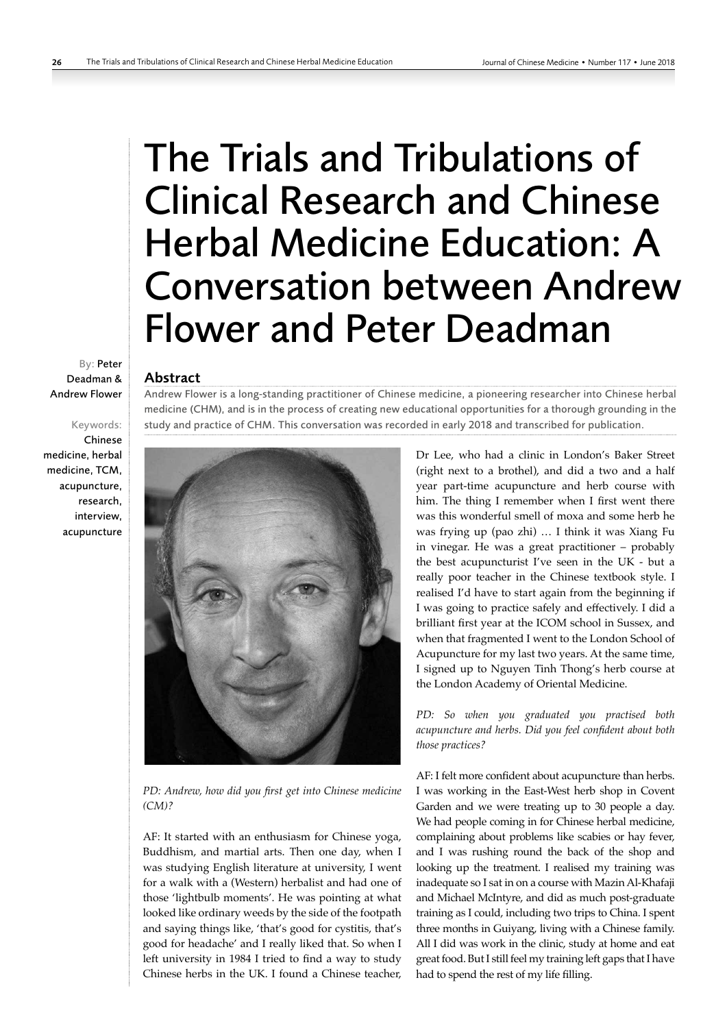# The Trials and Tribulations of Clinical Research and Chinese Herbal Medicine Education: A Conversation between Andrew Flower and Peter Deadman

By: Peter Deadman & Andrew Flower

Keywords: Chinese medicine, herbal medicine, TCM, acupuncture, research, interview, acupuncture

## Abstract

Andrew Flower is a long-standing practitioner of Chinese medicine, a pioneering researcher into Chinese herbal medicine (CHM), and is in the process of creating new educational opportunities for a thorough grounding in the study and practice of CHM. This conversation was recorded in early 2018 and transcribed for publication.

*PD: Andrew, how did you first get into Chinese medicine (CM)?*

AF: It started with an enthusiasm for Chinese yoga, Buddhism, and martial arts. Then one day, when I was studying English literature at university, I went for a walk with a (Western) herbalist and had one of those 'lightbulb moments'. He was pointing at what looked like ordinary weeds by the side of the footpath and saying things like, 'that's good for cystitis, that's good for headache' and I really liked that. So when I left university in 1984 I tried to find a way to study Chinese herbs in the UK. I found a Chinese teacher, Dr Lee, who had a clinic in London's Baker Street (right next to a brothel), and did a two and a half year part-time acupuncture and herb course with him. The thing I remember when I first went there was this wonderful smell of moxa and some herb he was frying up (pao zhi) … I think it was Xiang Fu in vinegar. He was a great practitioner – probably the best acupuncturist I've seen in the UK - but a really poor teacher in the Chinese textbook style. I realised I'd have to start again from the beginning if I was going to practice safely and effectively. I did a brilliant first year at the ICOM school in Sussex, and when that fragmented I went to the London School of Acupuncture for my last two years. At the same time, I signed up to Nguyen Tinh Thong's herb course at the London Academy of Oriental Medicine.

*PD: So when you graduated you practised both acupuncture and herbs. Did you feel confident about both those practices?*

AF: I felt more confident about acupuncture than herbs. I was working in the East-West herb shop in Covent Garden and we were treating up to 30 people a day. We had people coming in for Chinese herbal medicine, complaining about problems like scabies or hay fever, and I was rushing round the back of the shop and looking up the treatment. I realised my training was inadequate so I sat in on a course with Mazin Al-Khafaji and Michael McIntyre, and did as much post-graduate training as I could, including two trips to China. I spent three months in Guiyang, living with a Chinese family. All I did was work in the clinic, study at home and eat great food. But I still feel my training left gaps that I have had to spend the rest of my life filling.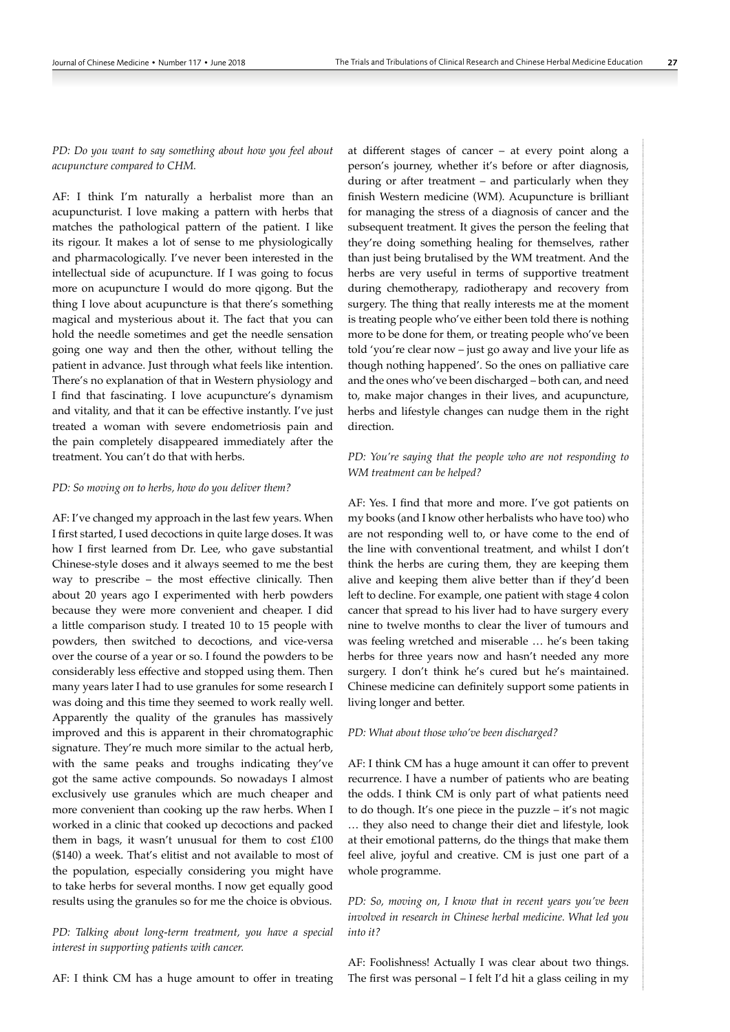*PD: Do you want to say something about how you feel about acupuncture compared to CHM.*

AF: I think I'm naturally a herbalist more than an acupuncturist. I love making a pattern with herbs that matches the pathological pattern of the patient. I like its rigour. It makes a lot of sense to me physiologically and pharmacologically. I've never been interested in the intellectual side of acupuncture. If I was going to focus more on acupuncture I would do more qigong. But the thing I love about acupuncture is that there's something magical and mysterious about it. The fact that you can hold the needle sometimes and get the needle sensation going one way and then the other, without telling the patient in advance. Just through what feels like intention. There's no explanation of that in Western physiology and I find that fascinating. I love acupuncture's dynamism and vitality, and that it can be effective instantly. I've just treated a woman with severe endometriosis pain and the pain completely disappeared immediately after the treatment. You can't do that with herbs.

*PD: So moving on to herbs, how do you deliver them?*

AF: I've changed my approach in the last few years. When I first started, I used decoctions in quite large doses. It was how I first learned from Dr. Lee, who gave substantial Chinese-style doses and it always seemed to me the best way to prescribe – the most effective clinically. Then about 20 years ago I experimented with herb powders because they were more convenient and cheaper. I did a little comparison study. I treated 10 to 15 people with powders, then switched to decoctions, and vice-versa over the course of a year or so. I found the powders to be considerably less effective and stopped using them. Then many years later I had to use granules for some research I was doing and this time they seemed to work really well. Apparently the quality of the granules has massively improved and this is apparent in their chromatographic signature. They're much more similar to the actual herb, with the same peaks and troughs indicating they've got the same active compounds. So nowadays I almost exclusively use granules which are much cheaper and more convenient than cooking up the raw herbs. When I worked in a clinic that cooked up decoctions and packed them in bags, it wasn't unusual for them to cost £100 ($140) a week. That's elitist and not available to most of the population, especially considering you might have to take herbs for several months. I now get equally good results using the granules so for me the choice is obvious.

*PD: Talking about long-term treatment, you have a special interest in supporting patients with cancer.*

AF: I think CM has a huge amount to offer in treating at different stages of cancer – at every point along a person's journey, whether it's before or after diagnosis, during or after treatment – and particularly when they finish Western medicine (WM). Acupuncture is brilliant for managing the stress of a diagnosis of cancer and the subsequent treatment. It gives the person the feeling that they're doing something healing for themselves, rather than just being brutalised by the WM treatment. And the herbs are very useful in terms of supportive treatment during chemotherapy, radiotherapy and recovery from surgery. The thing that really interests me at the moment is treating people who've either been told there is nothing more to be done for them, or treating people who've been told 'you're clear now – just go away and live your life as though nothing happened'. So the ones on palliative care and the ones who've been discharged – both can, and need to, make major changes in their lives, and acupuncture, herbs and lifestyle changes can nudge them in the right direction.

*PD: You're saying that the people who are not responding to WM treatment can be helped?*

AF: Yes. I find that more and more. I've got patients on my books (and I know other herbalists who have too) who are not responding well to, or have come to the end of the line with conventional treatment, and whilst I don't think the herbs are curing them, they are keeping them alive and keeping them alive better than if they'd been left to decline. For example, one patient with stage 4 colon cancer that spread to his liver had to have surgery every nine to twelve months to clear the liver of tumours and was feeling wretched and miserable … he's been taking herbs for three years now and hasn't needed any more surgery. I don't think he's cured but he's maintained. Chinese medicine can definitely support some patients in living longer and better.

*PD: What about those who've been discharged?*

AF: I think CM has a huge amount it can offer to prevent recurrence. I have a number of patients who are beating the odds. I think CM is only part of what patients need to do though. It's one piece in the puzzle – it's not magic … they also need to change their diet and lifestyle, look at their emotional patterns, do the things that make them feel alive, joyful and creative. CM is just one part of a whole programme.

*PD: So, moving on, I know that in recent years you've been involved in research in Chinese herbal medicine. What led you into it?*

AF: Foolishness! Actually I was clear about two things. The first was personal – I felt I'd hit a glass ceiling in my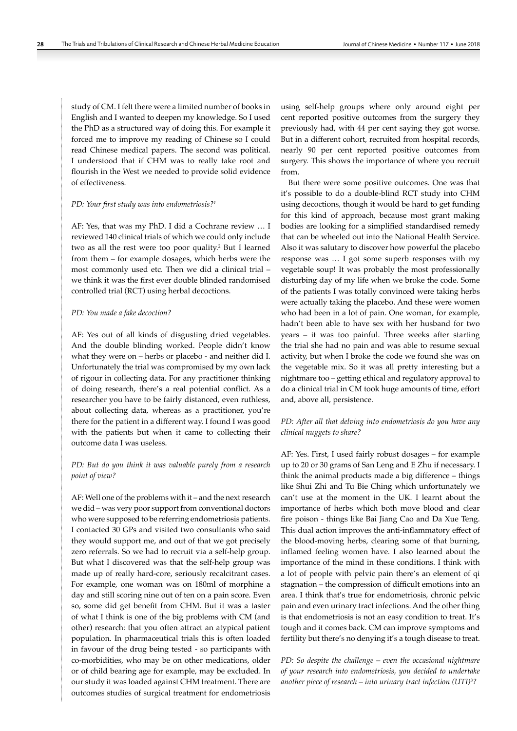study of CM. I felt there were a limited number of books in English and I wanted to deepen my knowledge. So I used the PhD as a structured way of doing this. For example it forced me to improve my reading of Chinese so I could read Chinese medical papers. The second was political. I understood that if CHM was to really take root and flourish in the West we needed to provide solid evidence of effectiveness.

*PD: Your first study was into endometriosis?*[1]

AF: Yes, that was my PhD. I did a Cochrane review … I reviewed 140 clinical trials of which we could only include two as all the rest were too poor quality.[2] But I learned from them – for example dosages, which herbs were the most commonly used etc. Then we did a clinical trial – we think it was the first ever double blinded randomised controlled trial (RCT) using herbal decoctions.

*PD: You made a fake decoction?*

AF: Yes out of all kinds of disgusting dried vegetables. And the double blinding worked. People didn't know what they were on – herbs or placebo - and neither did I. Unfortunately the trial was compromised by my own lack of rigour in collecting data. For any practitioner thinking of doing research, there's a real potential conflict. As a researcher you have to be fairly distanced, even ruthless, about collecting data, whereas as a practitioner, you're there for the patient in a different way. I found I was good with the patients but when it came to collecting their outcome data I was useless.

*PD: But do you think it was valuable purely from a research point of view?*

AF: Well one of the problems with it – and the next research we did – was very poor support from conventional doctors who were supposed to be referring endometriosis patients. I contacted 30 GPs and visited two consultants who said they would support me, and out of that we got precisely zero referrals. So we had to recruit via a self-help group. But what I discovered was that the self-help group was made up of really hard-core, seriously recalcitrant cases. For example, one woman was on 180ml of morphine a day and still scoring nine out of ten on a pain score. Even so, some did get benefit from CHM. But it was a taster of what I think is one of the big problems with CM (and other) research: that you often attract an atypical patient population. In pharmaceutical trials this is often loaded in favour of the drug being tested - so participants with co-morbidities, who may be on other medications, older or of child bearing age for example, may be excluded. In our study it was loaded against CHM treatment. There are outcomes studies of surgical treatment for endometriosis using self-help groups where only around eight per cent reported positive outcomes from the surgery they previously had, with 44 per cent saying they got worse. But in a different cohort, recruited from hospital records, nearly 90 per cent reported positive outcomes from surgery. This shows the importance of where you recruit from.

But there were some positive outcomes. One was that it's possible to do a double-blind RCT study into CHM using decoctions, though it would be hard to get funding for this kind of approach, because most grant making bodies are looking for a simplified standardised remedy that can be wheeled out into the National Health Service. Also it was salutary to discover how powerful the placebo response was … I got some superb responses with my vegetable soup! It was probably the most professionally disturbing day of my life when we broke the code. Some of the patients I was totally convinced were taking herbs were actually taking the placebo. And these were women who had been in a lot of pain. One woman, for example, hadn't been able to have sex with her husband for two years – it was too painful. Three weeks after starting the trial she had no pain and was able to resume sexual activity, but when I broke the code we found she was on the vegetable mix. So it was all pretty interesting but a nightmare too – getting ethical and regulatory approval to do a clinical trial in CM took huge amounts of time, effort and, above all, persistence.

*PD: After all that delving into endometriosis do you have any clinical nuggets to share?*

AF: Yes. First, I used fairly robust dosages – for example up to 20 or 30 grams of San Leng and E Zhu if necessary. I think the animal products made a big difference – things like Shui Zhi and Tu Bie Ching which unfortunately we can't use at the moment in the UK. I learnt about the importance of herbs which both move blood and clear fire poison - things like Bai Jiang Cao and Da Xue Teng. This dual action improves the anti-inflammatory effect of the blood-moving herbs, clearing some of that burning, inflamed feeling women have. I also learned about the importance of the mind in these conditions. I think with a lot of people with pelvic pain there's an element of qi stagnation – the compression of difficult emotions into an area. I think that's true for endometriosis, chronic pelvic pain and even urinary tract infections. And the other thing is that endometriosis is not an easy condition to treat. It's tough and it comes back. CM can improve symptoms and fertility but there's no denying it's a tough disease to treat.

*PD: So despite the challenge – even the occasional nightmare of your research into endometriosis, you decided to undertake another piece of research – into urinary tract infection (UTI)*[3]*?*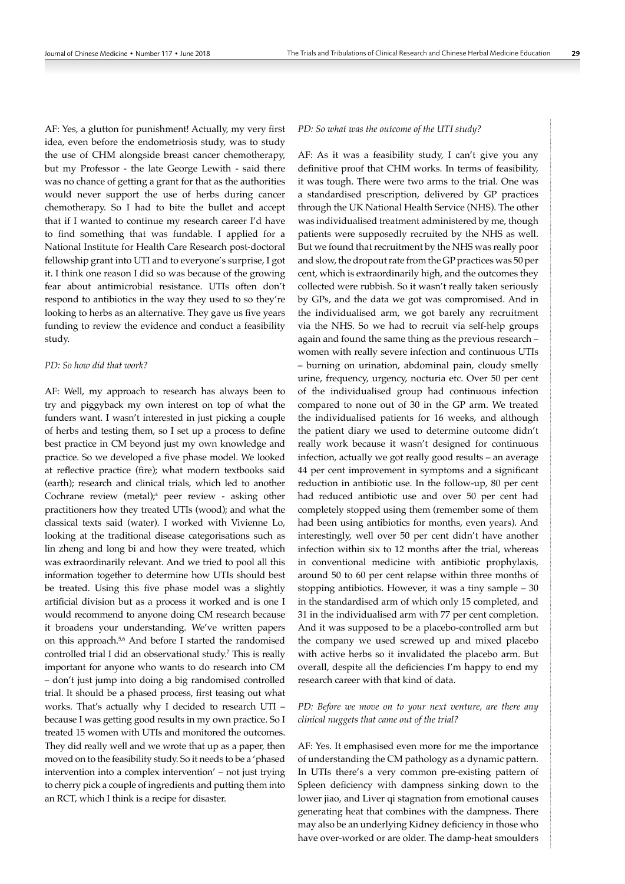AF: Yes, a glutton for punishment! Actually, my very first idea, even before the endometriosis study, was to study the use of CHM alongside breast cancer chemotherapy, but my Professor - the late George Lewith - said there was no chance of getting a grant for that as the authorities would never support the use of herbs during cancer chemotherapy. So I had to bite the bullet and accept that if I wanted to continue my research career I'd have to find something that was fundable. I applied for a National Institute for Health Care Research post-doctoral fellowship grant into UTI and to everyone's surprise, I got it. I think one reason I did so was because of the growing fear about antimicrobial resistance. UTIs often don't respond to antibiotics in the way they used to so they're looking to herbs as an alternative. They gave us five years funding to review the evidence and conduct a feasibility study.

*PD: So how did that work?*

AF: Well, my approach to research has always been to try and piggyback my own interest on top of what the funders want. I wasn't interested in just picking a couple of herbs and testing them, so I set up a process to define best practice in CM beyond just my own knowledge and practice. So we developed a five phase model. We looked at reflective practice (fire); what modern textbooks said (earth); research and clinical trials, which led to another Cochrane review (metal);[4] peer review - asking other practitioners how they treated UTIs (wood); and what the classical texts said (water). I worked with Vivienne Lo, looking at the traditional disease categorisations such as lin zheng and long bi and how they were treated, which was extraordinarily relevant. And we tried to pool all this information together to determine how UTIs should best be treated. Using this five phase model was a slightly artificial division but as a process it worked and is one I would recommend to anyone doing CM research because it broadens your understanding. We've written papers on this approach.[5,6] And before I started the randomised controlled trial I did an observational study.[7] This is really important for anyone who wants to do research into CM – don't just jump into doing a big randomised controlled trial. It should be a phased process, first teasing out what works. That's actually why I decided to research UTI – because I was getting good results in my own practice. So I treated 15 women with UTIs and monitored the outcomes. They did really well and we wrote that up as a paper, then moved on to the feasibility study. So it needs to be a 'phased intervention into a complex intervention' – not just trying to cherry pick a couple of ingredients and putting them into an RCT, which I think is a recipe for disaster.

*PD: So what was the outcome of the UTI study?*

AF: As it was a feasibility study, I can't give you any definitive proof that CHM works. In terms of feasibility, it was tough. There were two arms to the trial. One was a standardised prescription, delivered by GP practices through the UK National Health Service (NHS). The other was individualised treatment administered by me, though patients were supposedly recruited by the NHS as well. But we found that recruitment by the NHS was really poor and slow, the dropout rate from the GP practices was 50 per cent, which is extraordinarily high, and the outcomes they collected were rubbish. So it wasn't really taken seriously by GPs, and the data we got was compromised. And in the individualised arm, we got barely any recruitment via the NHS. So we had to recruit via self-help groups again and found the same thing as the previous research – women with really severe infection and continuous UTIs – burning on urination, abdominal pain, cloudy smelly urine, frequency, urgency, nocturia etc. Over 50 per cent of the individualised group had continuous infection compared to none out of 30 in the GP arm. We treated the individualised patients for 16 weeks, and although the patient diary we used to determine outcome didn't really work because it wasn't designed for continuous infection, actually we got really good results – an average 44 per cent improvement in symptoms and a significant reduction in antibiotic use. In the follow-up, 80 per cent had reduced antibiotic use and over 50 per cent had completely stopped using them (remember some of them had been using antibiotics for months, even years). And interestingly, well over 50 per cent didn't have another infection within six to 12 months after the trial, whereas in conventional medicine with antibiotic prophylaxis, around 50 to 60 per cent relapse within three months of stopping antibiotics. However, it was a tiny sample – 30 in the standardised arm of which only 15 completed, and 31 in the individualised arm with 77 per cent completion. And it was supposed to be a placebo-controlled arm but the company we used screwed up and mixed placebo with active herbs so it invalidated the placebo arm. But overall, despite all the deficiencies I'm happy to end my research career with that kind of data.

*PD: Before we move on to your next venture, are there any clinical nuggets that came out of the trial?*

AF: Yes. It emphasised even more for me the importance of understanding the CM pathology as a dynamic pattern. In UTIs there's a very common pre-existing pattern of Spleen deficiency with dampness sinking down to the lower jiao, and Liver qi stagnation from emotional causes generating heat that combines with the dampness. There may also be an underlying Kidney deficiency in those who have over-worked or are older. The damp-heat smoulders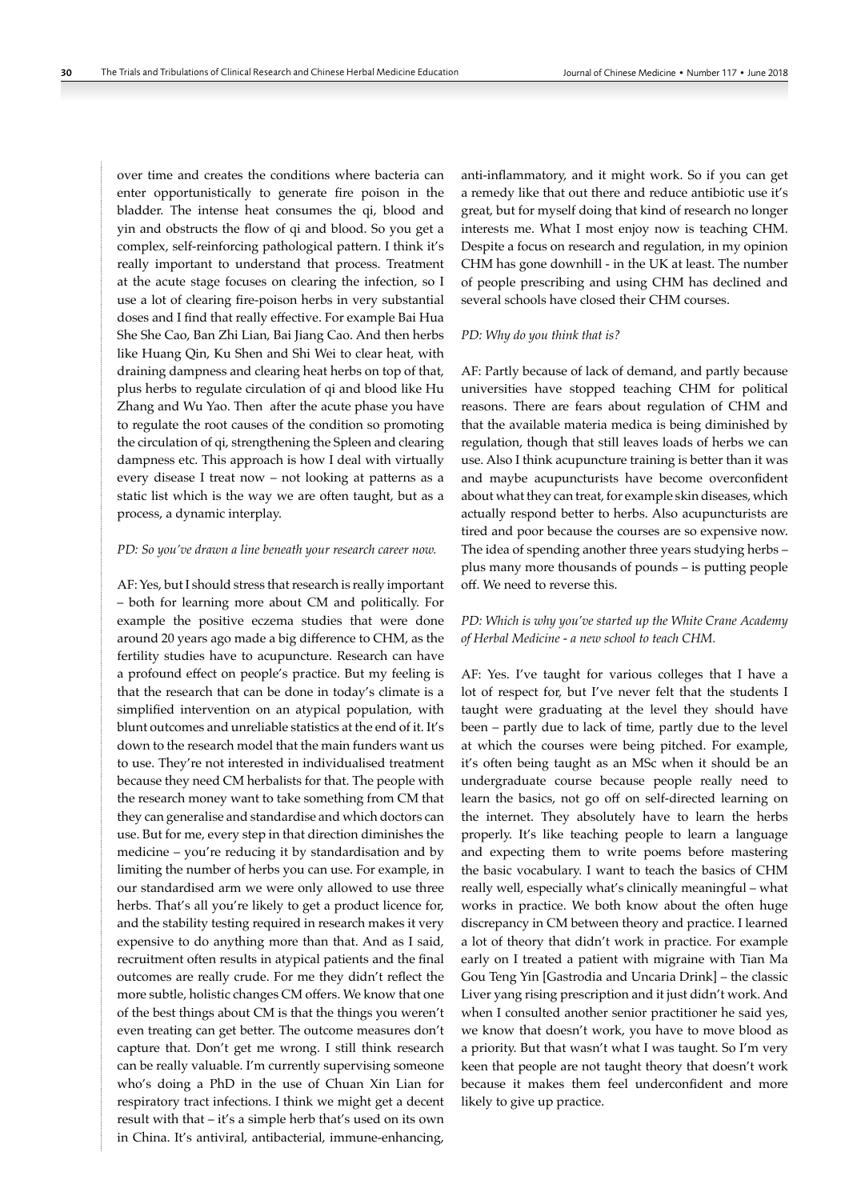over time and creates the conditions where bacteria can enter opportunistically to generate fire poison in the bladder. The intense heat consumes the qi, blood and yin and obstructs the flow of qi and blood. So you get a complex, self-reinforcing pathological pattern. I think it's really important to understand that process. Treatment at the acute stage focuses on clearing the infection, so I use a lot of clearing fire-poison herbs in very substantial doses and I find that really effective. For example Bai Hua She She Cao, Ban Zhi Lian, Bai Jiang Cao. And then herbs like Huang Qin, Ku Shen and Shi Wei to clear heat, with draining dampness and clearing heat herbs on top of that, plus herbs to regulate circulation of qi and blood like Hu Zhang and Wu Yao. Then after the acute phase you have to regulate the root causes of the condition so promoting the circulation of qi, strengthening the Spleen and clearing dampness etc. This approach is how I deal with virtually every disease I treat now – not looking at patterns as a static list which is the way we are often taught, but as a process, a dynamic interplay.

*PD: So you've drawn a line beneath your research career now.*

AF: Yes, but I should stress that research is really important – both for learning more about CM and politically. For example the positive eczema studies that were done around 20 years ago made a big difference to CHM, as the fertility studies have to acupuncture. Research can have a profound effect on people's practice. But my feeling is that the research that can be done in today's climate is a simplified intervention on an atypical population, with blunt outcomes and unreliable statistics at the end of it. It's down to the research model that the main funders want us to use. They're not interested in individualised treatment because they need CM herbalists for that. The people with the research money want to take something from CM that they can generalise and standardise and which doctors can use. But for me, every step in that direction diminishes the medicine – you're reducing it by standardisation and by limiting the number of herbs you can use. For example, in our standardised arm we were only allowed to use three herbs. That's all you're likely to get a product licence for, and the stability testing required in research makes it very expensive to do anything more than that. And as I said, recruitment often results in atypical patients and the final outcomes are really crude. For me they didn't reflect the more subtle, holistic changes CM offers. We know that one of the best things about CM is that the things you weren't even treating can get better. The outcome measures don't capture that. Don't get me wrong. I still think research can be really valuable. I'm currently supervising someone who's doing a PhD in the use of Chuan Xin Lian for respiratory tract infections. I think we might get a decent result with that – it's a simple herb that's used on its own in China. It's antiviral, antibacterial, immune-enhancing, anti-inflammatory, and it might work. So if you can get a remedy like that out there and reduce antibiotic use it's great, but for myself doing that kind of research no longer interests me. What I most enjoy now is teaching CHM. Despite a focus on research and regulation, in my opinion CHM has gone downhill - in the UK at least. The number of people prescribing and using CHM has declined and several schools have closed their CHM courses.

*PD: Why do you think that is?*

AF: Partly because of lack of demand, and partly because universities have stopped teaching CHM for political reasons. There are fears about regulation of CHM and that the available materia medica is being diminished by regulation, though that still leaves loads of herbs we can use. Also I think acupuncture training is better than it was and maybe acupuncturists have become overconfident about what they can treat, for example skin diseases, which actually respond better to herbs. Also acupuncturists are tired and poor because the courses are so expensive now. The idea of spending another three years studying herbs – plus many more thousands of pounds – is putting people off. We need to reverse this.

*PD: Which is why you've started up the White Crane Academy of Herbal Medicine - a new school to teach CHM.*

AF: Yes. I've taught for various colleges that I have a lot of respect for, but I've never felt that the students I taught were graduating at the level they should have been – partly due to lack of time, partly due to the level at which the courses were being pitched. For example, it's often being taught as an MSc when it should be an undergraduate course because people really need to learn the basics, not go off on self-directed learning on the internet. They absolutely have to learn the herbs properly. It's like teaching people to learn a language and expecting them to write poems before mastering the basic vocabulary. I want to teach the basics of CHM really well, especially what's clinically meaningful – what works in practice. We both know about the often huge discrepancy in CM between theory and practice. I learned a lot of theory that didn't work in practice. For example early on I treated a patient with migraine with Tian Ma Gou Teng Yin [Gastrodia and Uncaria Drink] – the classic Liver yang rising prescription and it just didn't work. And when I consulted another senior practitioner he said yes, we know that doesn't work, you have to move blood as a priority. But that wasn't what I was taught. So I'm very keen that people are not taught theory that doesn't work because it makes them feel underconfident and more likely to give up practice.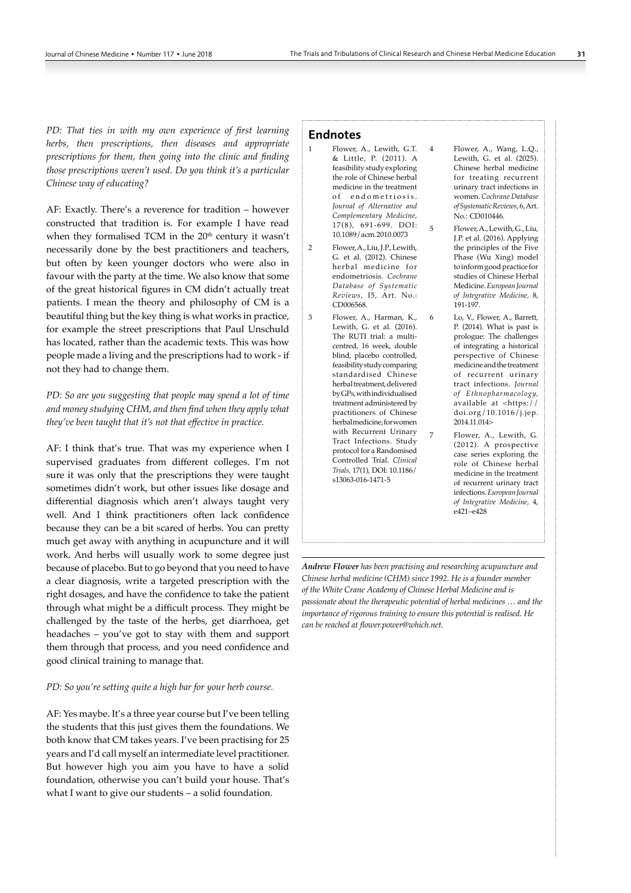*PD: That ties in with my own experience of first learning herbs, then prescriptions, then diseases and appropriate prescriptions for them, then going into the clinic and finding those prescriptions weren't used. Do you think it's a particular Chinese way of educating?*

AF: Exactly. There's a reverence for tradition – however constructed that tradition is. For example I have read when they formalised TCM in the 20th century it wasn't necessarily done by the best practitioners and teachers, but often by keen younger doctors who were also in favour with the party at the time. We also know that some of the great historical figures in CM didn't actually treat patients. I mean the theory and philosophy of CM is a beautiful thing but the key thing is what works in practice, for example the street prescriptions that Paul Unschuld has located, rather than the academic texts. This was how people made a living and the prescriptions had to work - if not they had to change them.

*PD: So are you suggesting that people may spend a lot of time and money studying CHM, and then find when they apply what they've been taught that it's not that effective in practice.*

AF: I think that's true. That was my experience when I supervised graduates from different colleges. I'm not sure it was only that the prescriptions they were taught sometimes didn't work, but other issues like dosage and differential diagnosis which aren't always taught very well. And I think practitioners often lack confidence because they can be a bit scared of herbs. You can pretty much get away with anything in acupuncture and it will work. And herbs will usually work to some degree just because of placebo. But to go beyond that you need to have a clear diagnosis, write a targeted prescription with the right dosages, and have the confidence to take the patient through what might be a difficult process. They might be challenged by the taste of the herbs, get diarrhoea, get headaches – you've got to stay with them and support them through that process, and you need confidence and good clinical training to manage that.

*PD: So you're setting quite a high bar for your herb course.*

AF: Yes maybe. It's a three year course but I've been telling the students that this just gives them the foundations. We both know that CM takes years. I've been practising for 25 years and I'd call myself an intermediate level practitioner. But however high you aim you have to have a solid foundation, otherwise you can't build your house. That's what I want to give our students – a solid foundation.

## Endnotes

1. Flower, A., Lewith, G.T. & Little, P. (2011). A feasibility study exploring the role of Chinese herbal medicine in the treatment of endometriosis. *Journal of Alternative and Complementary Medicine*, 17(8), 691-699. DOI: 10.1089/acm.2010.0073
2. Flower, A., Liu, J.P., Lewith, G. et al. (2012). Chinese herbal medicine for endometriosis. *Cochrane Database of Systematic Reviews*, I5, Art. No.: CD006568.
3. Flower, A., Harman, K., Lewith, G. et al. (2016). The RUTI trial: a multi-centred, 16 week, double blind, placebo controlled, feasibility study comparing standardised Chinese herbal treatment, delivered by GPs, with individualised treatment administered by practitioners of Chinese herbal medicine, for women with Recurrent Urinary Tract Infections. Study protocol for a Randomised Controlled Trial. *Clinical Trials*, 17(1), DOI: 10.1186/s13063-016-1471-5
4. Flower, A., Wang, L.Q., Lewith, G. et al. (2025). Chinese herbal medicine for treating recurrent urinary tract infections in women. *Cochrane Database of Systematic Reviews*, 6, Art. No.: CD010446.
5. Flower, A., Lewith, G., Liu, J.P. et al. (2016). Applying the principles of the Five Phase (Wu Xing) model to inform good practice for studies of Chinese Herbal Medicine. *European Journal of Integrative Medicine*, 8, 191-197.
6. Lo, V., Flower, A., Barrett, P. (2014). What is past is prologue: The challenges of integrating a historical perspective of Chinese medicine and the treatment of recurrent urinary tract infections. *Journal of Ethnopharmacology*, available at <https://doi.org/10.1016/j.jep.2014.11.014>
7. Flower, A., Lewith, G. (2012). A prospective case series exploring the role of Chinese herbal medicine in the treatment of recurrent urinary tract infections. *European Journal of Integrative Medicine*, 4, e421–e428

***Andrew Flower** has been practising and researching acupuncture and Chinese herbal medicine (CHM) since 1992. He is a founder member of the White Crane Academy of Chinese Herbal Medicine and is passionate about the therapeutic potential of herbal medicines … and the importance of rigorous training to ensure this potential is realised. He can be reached at flower.power@which.net.*